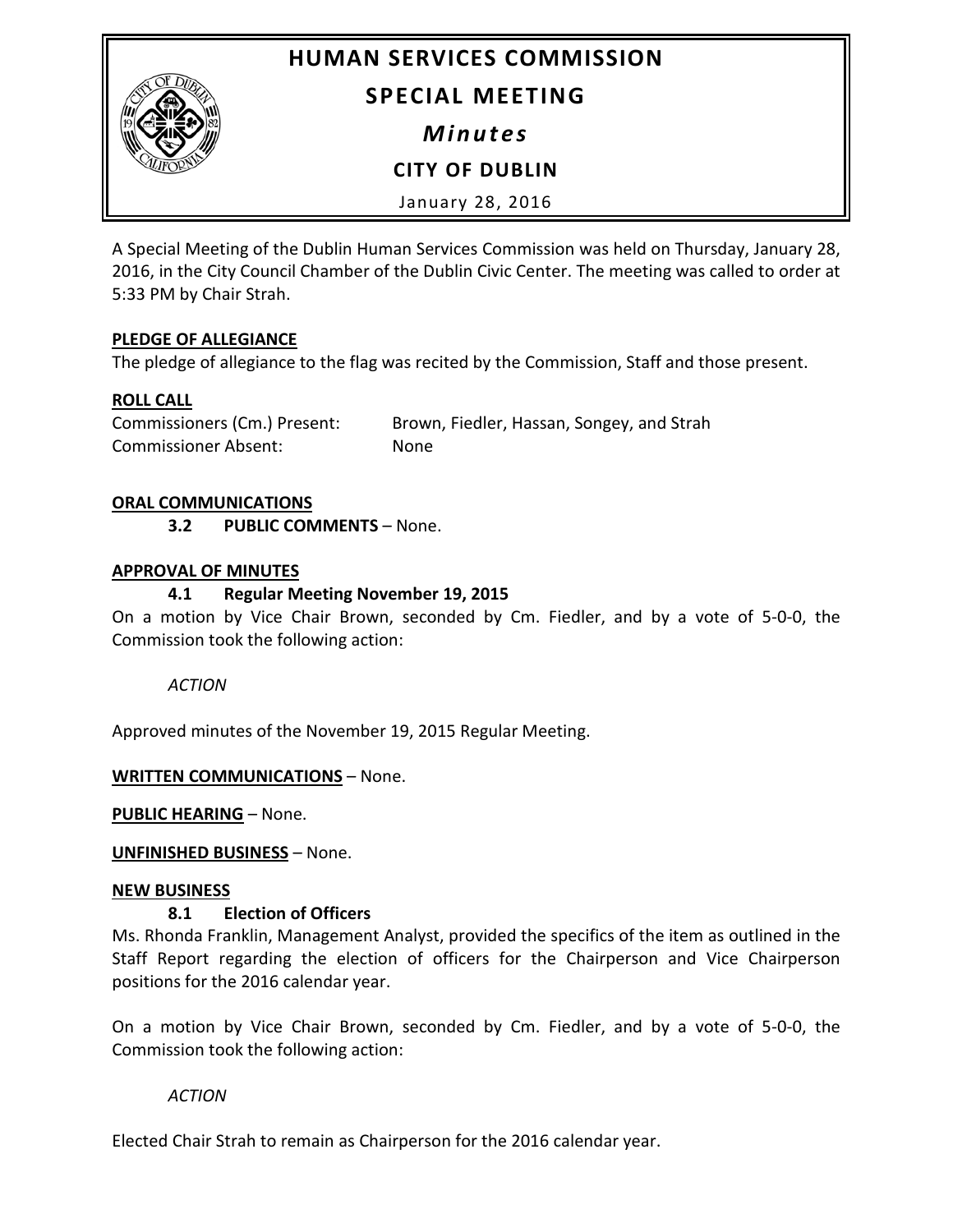# HUMAN SERVICES COMMISSION

## SPECIAL MEETING

### *Minutes*

### CITY OF DUBLIN

January 28, 2016

A Special Meeting of the Dublin Human Services Commission was held on Thursday, January 28, 2016, in the City Council Chamber of the Dublin Civic Center. The meeting was called to order at 5:33 PM by Chair Strah.

**PLEDGE OF ALLEGIANCE**

The pledge of allegiance to the flag was recited by the Commission, Staff and those present.

**ROLL CALL**

| | |
|---|---|
| Commissioners (Cm.) Present: | Brown, Fiedler, Hassan, Songey, and Strah |
| Commissioner Absent: | None |

**ORAL COMMUNICATIONS**

**3.2 PUBLIC COMMENTS** – None.

**APPROVAL OF MINUTES**

**4.1 Regular Meeting November 19, 2015**

On a motion by Vice Chair Brown, seconded by Cm. Fiedler, and by a vote of 5-0-0, the Commission took the following action:

*ACTION*

Approved minutes of the November 19, 2015 Regular Meeting.

**WRITTEN COMMUNICATIONS** – None.

**PUBLIC HEARING** – None.

**UNFINISHED BUSINESS** – None.

**NEW BUSINESS**

**8.1 Election of Officers**

Ms. Rhonda Franklin, Management Analyst, provided the specifics of the item as outlined in the Staff Report regarding the election of officers for the Chairperson and Vice Chairperson positions for the 2016 calendar year.

On a motion by Vice Chair Brown, seconded by Cm. Fiedler, and by a vote of 5-0-0, the Commission took the following action:

*ACTION*

Elected Chair Strah to remain as Chairperson for the 2016 calendar year.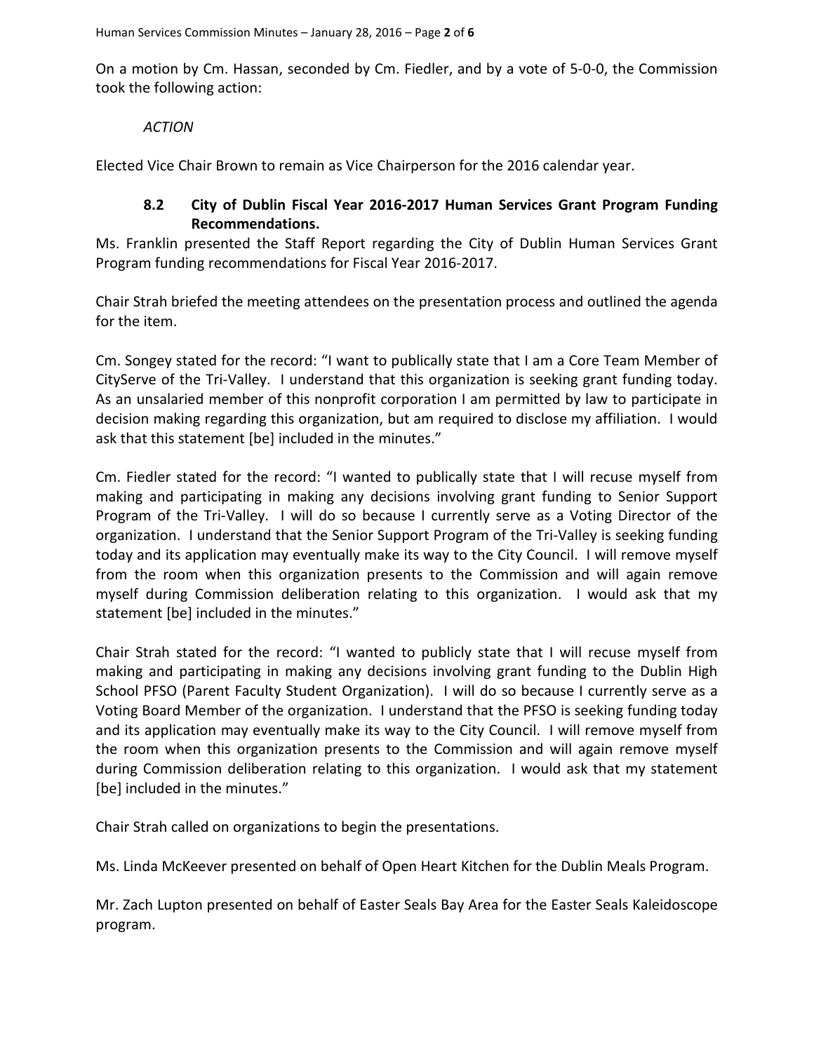On a motion by Cm. Hassan, seconded by Cm. Fiedler, and by a vote of 5-0-0, the Commission took the following action:

*ACTION*

Elected Vice Chair Brown to remain as Vice Chairperson for the 2016 calendar year.

### 8.2 City of Dublin Fiscal Year 2016-2017 Human Services Grant Program Funding Recommendations.

Ms. Franklin presented the Staff Report regarding the City of Dublin Human Services Grant Program funding recommendations for Fiscal Year 2016-2017.

Chair Strah briefed the meeting attendees on the presentation process and outlined the agenda for the item.

Cm. Songey stated for the record: "I want to publically state that I am a Core Team Member of CityServe of the Tri-Valley. I understand that this organization is seeking grant funding today. As an unsalaried member of this nonprofit corporation I am permitted by law to participate in decision making regarding this organization, but am required to disclose my affiliation. I would ask that this statement [be] included in the minutes."

Cm. Fiedler stated for the record: "I wanted to publically state that I will recuse myself from making and participating in making any decisions involving grant funding to Senior Support Program of the Tri-Valley. I will do so because I currently serve as a Voting Director of the organization. I understand that the Senior Support Program of the Tri-Valley is seeking funding today and its application may eventually make its way to the City Council. I will remove myself from the room when this organization presents to the Commission and will again remove myself during Commission deliberation relating to this organization. I would ask that my statement [be] included in the minutes."

Chair Strah stated for the record: "I wanted to publicly state that I will recuse myself from making and participating in making any decisions involving grant funding to the Dublin High School PFSO (Parent Faculty Student Organization). I will do so because I currently serve as a Voting Board Member of the organization. I understand that the PFSO is seeking funding today and its application may eventually make its way to the City Council. I will remove myself from the room when this organization presents to the Commission and will again remove myself during Commission deliberation relating to this organization. I would ask that my statement [be] included in the minutes."

Chair Strah called on organizations to begin the presentations.

Ms. Linda McKeever presented on behalf of Open Heart Kitchen for the Dublin Meals Program.

Mr. Zach Lupton presented on behalf of Easter Seals Bay Area for the Easter Seals Kaleidoscope program.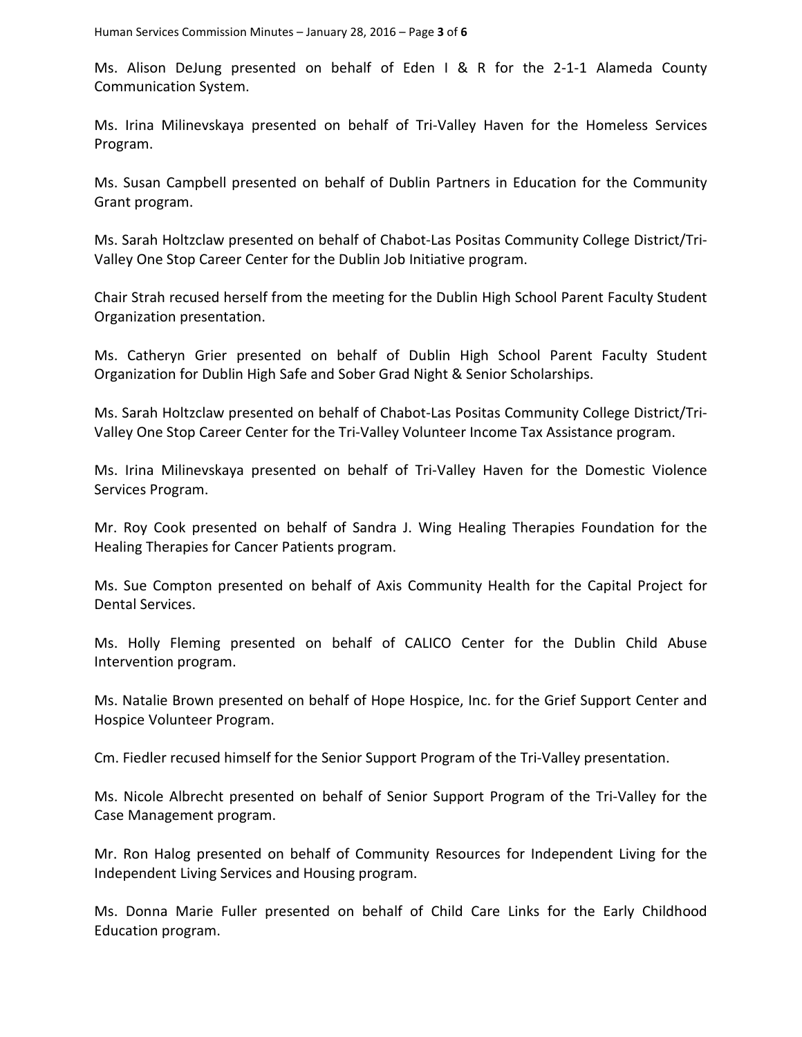Ms. Alison DeJung presented on behalf of Eden I & R for the 2-1-1 Alameda County Communication System.

Ms. Irina Milinevskaya presented on behalf of Tri-Valley Haven for the Homeless Services Program.

Ms. Susan Campbell presented on behalf of Dublin Partners in Education for the Community Grant program.

Ms. Sarah Holtzclaw presented on behalf of Chabot-Las Positas Community College District/Tri-Valley One Stop Career Center for the Dublin Job Initiative program.

Chair Strah recused herself from the meeting for the Dublin High School Parent Faculty Student Organization presentation.

Ms. Catheryn Grier presented on behalf of Dublin High School Parent Faculty Student Organization for Dublin High Safe and Sober Grad Night & Senior Scholarships.

Ms. Sarah Holtzclaw presented on behalf of Chabot-Las Positas Community College District/Tri-Valley One Stop Career Center for the Tri-Valley Volunteer Income Tax Assistance program.

Ms. Irina Milinevskaya presented on behalf of Tri-Valley Haven for the Domestic Violence Services Program.

Mr. Roy Cook presented on behalf of Sandra J. Wing Healing Therapies Foundation for the Healing Therapies for Cancer Patients program.

Ms. Sue Compton presented on behalf of Axis Community Health for the Capital Project for Dental Services.

Ms. Holly Fleming presented on behalf of CALICO Center for the Dublin Child Abuse Intervention program.

Ms. Natalie Brown presented on behalf of Hope Hospice, Inc. for the Grief Support Center and Hospice Volunteer Program.

Cm. Fiedler recused himself for the Senior Support Program of the Tri-Valley presentation.

Ms. Nicole Albrecht presented on behalf of Senior Support Program of the Tri-Valley for the Case Management program.

Mr. Ron Halog presented on behalf of Community Resources for Independent Living for the Independent Living Services and Housing program.

Ms. Donna Marie Fuller presented on behalf of Child Care Links for the Early Childhood Education program.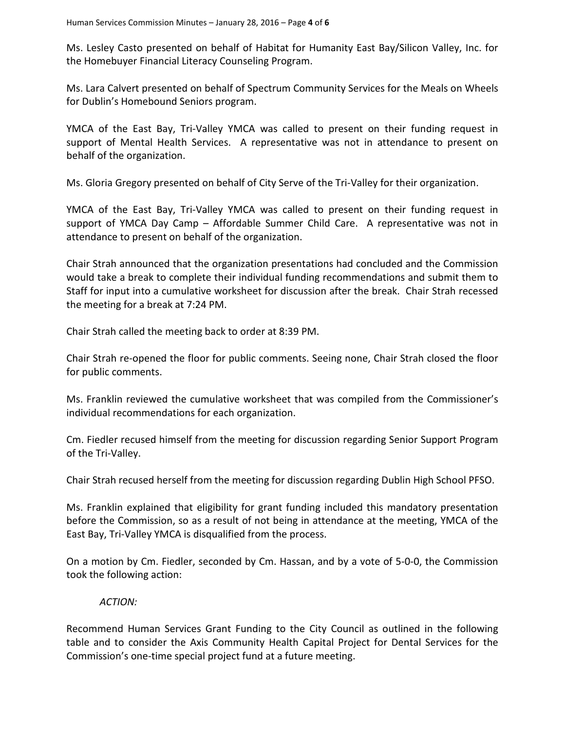Ms. Lesley Casto presented on behalf of Habitat for Humanity East Bay/Silicon Valley, Inc. for the Homebuyer Financial Literacy Counseling Program.

Ms. Lara Calvert presented on behalf of Spectrum Community Services for the Meals on Wheels for Dublin's Homebound Seniors program.

YMCA of the East Bay, Tri-Valley YMCA was called to present on their funding request in support of Mental Health Services. A representative was not in attendance to present on behalf of the organization.

Ms. Gloria Gregory presented on behalf of City Serve of the Tri-Valley for their organization.

YMCA of the East Bay, Tri-Valley YMCA was called to present on their funding request in support of YMCA Day Camp – Affordable Summer Child Care. A representative was not in attendance to present on behalf of the organization.

Chair Strah announced that the organization presentations had concluded and the Commission would take a break to complete their individual funding recommendations and submit them to Staff for input into a cumulative worksheet for discussion after the break. Chair Strah recessed the meeting for a break at 7:24 PM.

Chair Strah called the meeting back to order at 8:39 PM.

Chair Strah re-opened the floor for public comments. Seeing none, Chair Strah closed the floor for public comments.

Ms. Franklin reviewed the cumulative worksheet that was compiled from the Commissioner's individual recommendations for each organization.

Cm. Fiedler recused himself from the meeting for discussion regarding Senior Support Program of the Tri-Valley.

Chair Strah recused herself from the meeting for discussion regarding Dublin High School PFSO.

Ms. Franklin explained that eligibility for grant funding included this mandatory presentation before the Commission, so as a result of not being in attendance at the meeting, YMCA of the East Bay, Tri-Valley YMCA is disqualified from the process.

On a motion by Cm. Fiedler, seconded by Cm. Hassan, and by a vote of 5-0-0, the Commission took the following action:

*ACTION:*

Recommend Human Services Grant Funding to the City Council as outlined in the following table and to consider the Axis Community Health Capital Project for Dental Services for the Commission's one-time special project fund at a future meeting.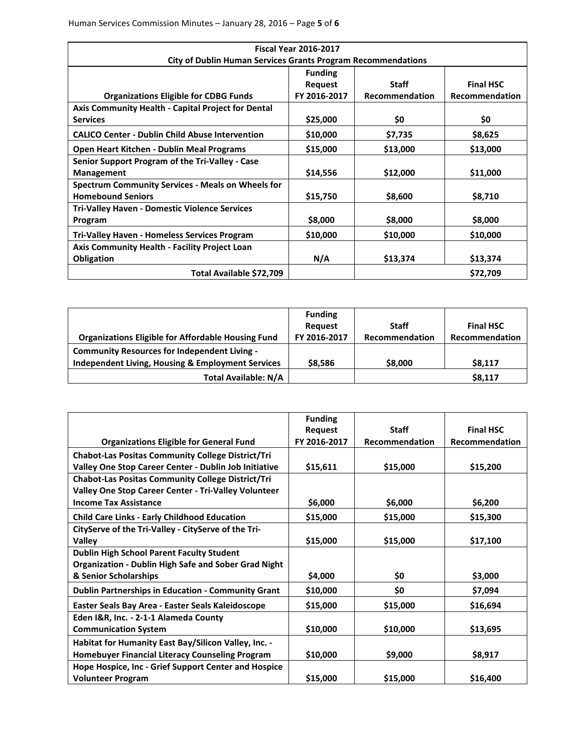| **Fiscal Year 2016-2017**<br>**City of Dublin Human Services Grants Program Recommendations** | | | |
|---|---|---|---|
| **Organizations Eligible for CDBG Funds** | **Funding Request FY 2016-2017** | **Staff Recommendation** | **Final HSC Recommendation** |
| **Axis Community Health - Capital Project for Dental Services** | **$25,000** | **$0** | **$0** |
| **CALICO Center - Dublin Child Abuse Intervention** | **$10,000** | **$7,735** | **$8,625** |
| **Open Heart Kitchen - Dublin Meal Programs** | **$15,000** | **$13,000** | **$13,000** |
| **Senior Support Program of the Tri-Valley - Case Management** | **$14,556** | **$12,000** | **$11,000** |
| **Spectrum Community Services - Meals on Wheels for Homebound Seniors** | **$15,750** | **$8,600** | **$8,710** |
| **Tri-Valley Haven - Domestic Violence Services Program** | **$8,000** | **$8,000** | **$8,000** |
| **Tri-Valley Haven - Homeless Services Program** | **$10,000** | **$10,000** | **$10,000** |
| **Axis Community Health - Facility Project Loan Obligation** | **N/A** | **$13,374** | **$13,374** |
| **Total Available $72,709** | | | **$72,709** |

| **Organizations Eligible for Affordable Housing Fund** | **Funding Request FY 2016-2017** | **Staff Recommendation** | **Final HSC Recommendation** |
|---|---|---|---|
| **Community Resources for Independent Living - Independent Living, Housing & Employment Services** | **$8,586** | **$8,000** | **$8,117** |
| **Total Available: N/A** | | | **$8,117** |

| **Organizations Eligible for General Fund** | **Funding Request FY 2016-2017** | **Staff Recommendation** | **Final HSC Recommendation** |
|---|---|---|---|
| **Chabot-Las Positas Community College District/Tri Valley One Stop Career Center - Dublin Job Initiative** | **$15,611** | **$15,000** | **$15,200** |
| **Chabot-Las Positas Community College District/Tri Valley One Stop Career Center - Tri-Valley Volunteer Income Tax Assistance** | **$6,000** | **$6,000** | **$6,200** |
| **Child Care Links - Early Childhood Education** | **$15,000** | **$15,000** | **$15,300** |
| **CityServe of the Tri-Valley - CityServe of the Tri-Valley** | **$15,000** | **$15,000** | **$17,100** |
| **Dublin High School Parent Faculty Student Organization - Dublin High Safe and Sober Grad Night & Senior Scholarships** | **$4,000** | **$0** | **$3,000** |
| **Dublin Partnerships in Education - Community Grant** | **$10,000** | **$0** | **$7,094** |
| **Easter Seals Bay Area - Easter Seals Kaleidoscope** | **$15,000** | **$15,000** | **$16,694** |
| **Eden I&R, Inc. - 2-1-1 Alameda County Communication System** | **$10,000** | **$10,000** | **$13,695** |
| **Habitat for Humanity East Bay/Silicon Valley, Inc. - Homebuyer Financial Literacy Counseling Program** | **$10,000** | **$9,000** | **$8,917** |
| **Hope Hospice, Inc - Grief Support Center and Hospice Volunteer Program** | **$15,000** | **$15,000** | **$16,400** |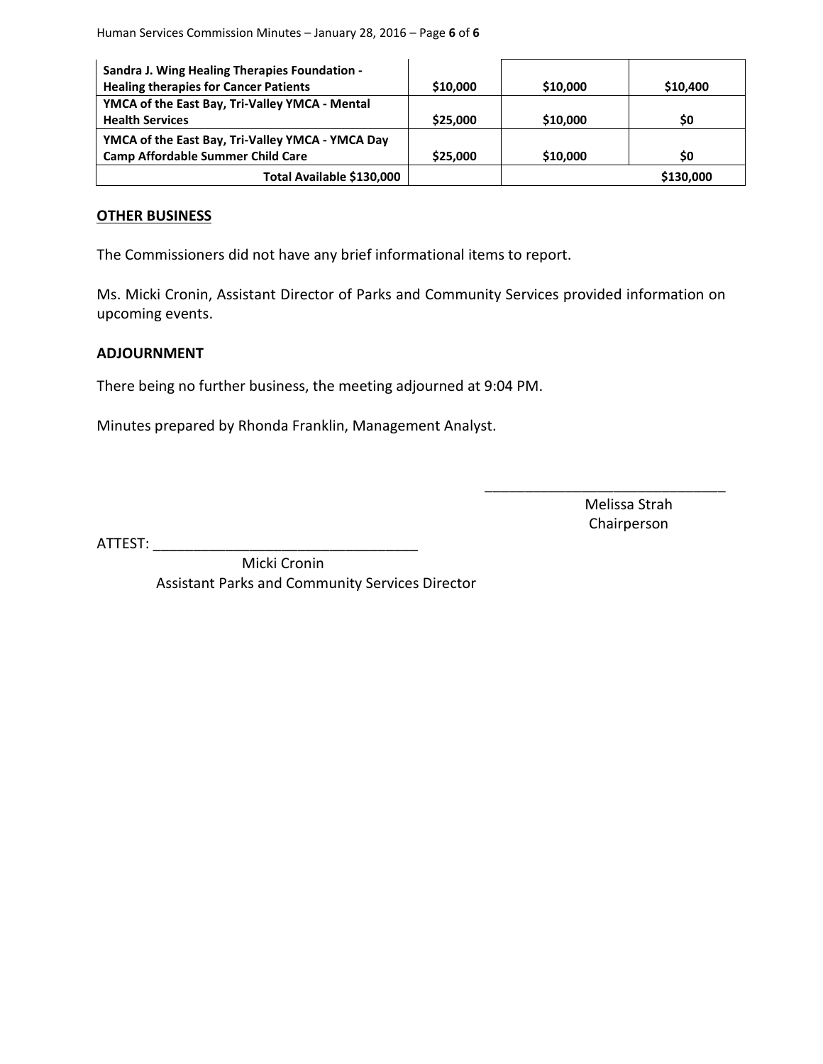| | | | |
|---|---|---|---|
| **Sandra J. Wing Healing Therapies Foundation - Healing therapies for Cancer Patients** | **$10,000** | **$10,000** | **$10,400** |
| **YMCA of the East Bay, Tri-Valley YMCA - Mental Health Services** | **$25,000** | **$10,000** | **$0** |
| **YMCA of the East Bay, Tri-Valley YMCA - YMCA Day Camp Affordable Summer Child Care** | **$25,000** | **$10,000** | **$0** |
| **Total Available $130,000** | | | **$130,000** |

## OTHER BUSINESS

The Commissioners did not have any brief informational items to report.

Ms. Micki Cronin, Assistant Director of Parks and Community Services provided information on upcoming events.

## ADJOURNMENT

There being no further business, the meeting adjourned at 9:04 PM.

Minutes prepared by Rhonda Franklin, Management Analyst.

_______________________________
Melissa Strah
Chairperson

ATTEST: _________________________________
Micki Cronin
Assistant Parks and Community Services Director